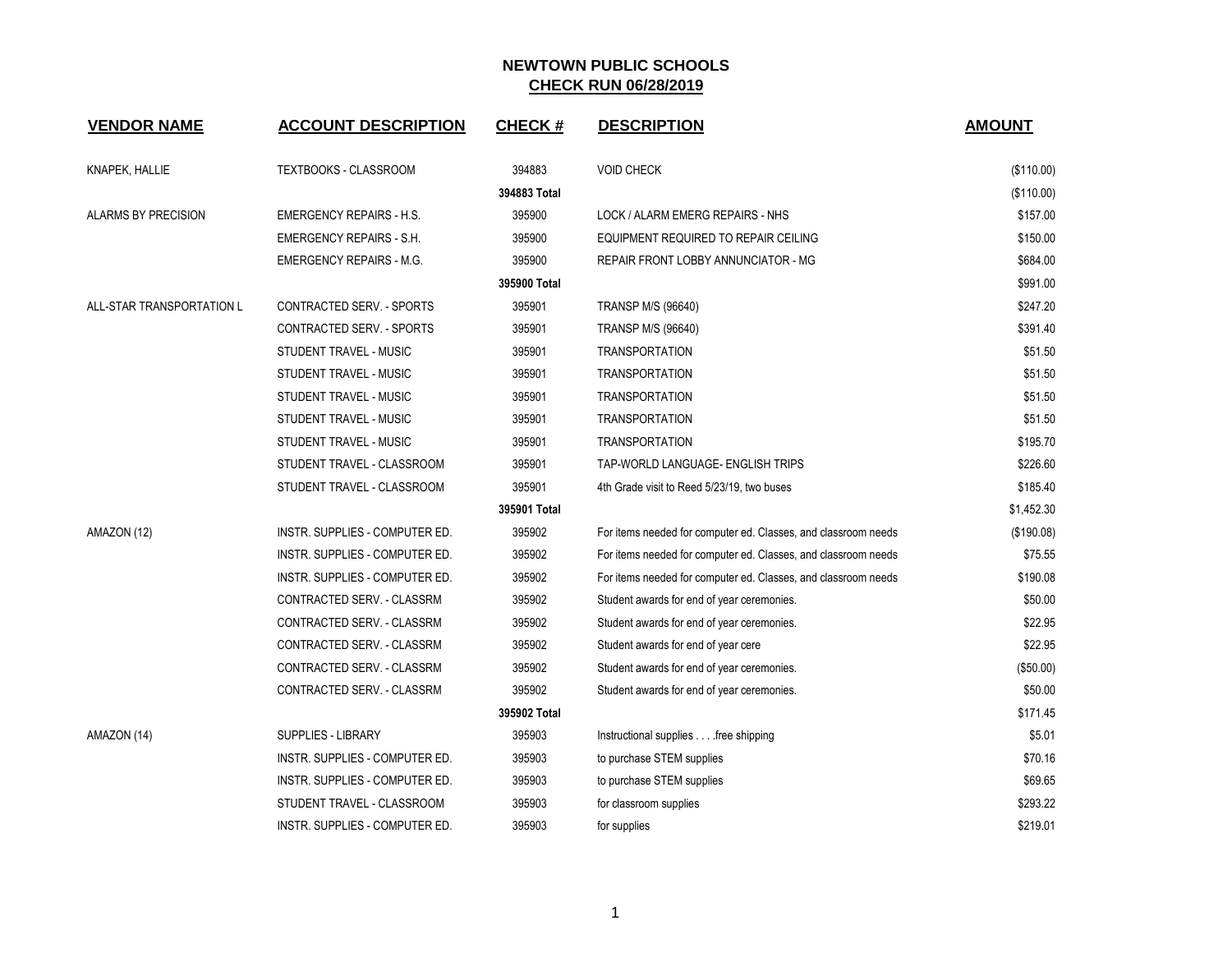# NEWTOWN PUBLIC SCHOOLS

## CHECK RUN 06/28/2019

| VENDOR NAME | ACCOUNT DESCRIPTION | CHECK # | DESCRIPTION | AMOUNT |
|---|---|---|---|---|
| KNAPEK, HALLIE | TEXTBOOKS - CLASSROOM | 394883 | VOID CHECK | ($110.00) |
| | | 394883 Total | | ($110.00) |
| ALARMS BY PRECISION | EMERGENCY REPAIRS - H.S. | 395900 | LOCK / ALARM EMERG REPAIRS - NHS | $157.00 |
| | EMERGENCY REPAIRS - S.H. | 395900 | EQUIPMENT REQUIRED TO REPAIR CEILING | $150.00 |
| | EMERGENCY REPAIRS - M.G. | 395900 | REPAIR FRONT LOBBY ANNUNCIATOR - MG | $684.00 |
| | | 395900 Total | | $991.00 |
| ALL-STAR TRANSPORTATION L | CONTRACTED SERV. - SPORTS | 395901 | TRANSP M/S (96640) | $247.20 |
| | CONTRACTED SERV. - SPORTS | 395901 | TRANSP M/S (96640) | $391.40 |
| | STUDENT TRAVEL - MUSIC | 395901 | TRANSPORTATION | $51.50 |
| | STUDENT TRAVEL - MUSIC | 395901 | TRANSPORTATION | $51.50 |
| | STUDENT TRAVEL - MUSIC | 395901 | TRANSPORTATION | $51.50 |
| | STUDENT TRAVEL - MUSIC | 395901 | TRANSPORTATION | $51.50 |
| | STUDENT TRAVEL - MUSIC | 395901 | TRANSPORTATION | $195.70 |
| | STUDENT TRAVEL - CLASSROOM | 395901 | TAP-WORLD LANGUAGE- ENGLISH TRIPS | $226.60 |
| | STUDENT TRAVEL - CLASSROOM | 395901 | 4th Grade visit to Reed 5/23/19, two buses | $185.40 |
| | | 395901 Total | | $1,452.30 |
| AMAZON (12) | INSTR. SUPPLIES - COMPUTER ED. | 395902 | For items needed for computer ed. Classes, and classroom needs | ($190.08) |
| | INSTR. SUPPLIES - COMPUTER ED. | 395902 | For items needed for computer ed. Classes, and classroom needs | $75.55 |
| | INSTR. SUPPLIES - COMPUTER ED. | 395902 | For items needed for computer ed. Classes, and classroom needs | $190.08 |
| | CONTRACTED SERV. - CLASSRM | 395902 | Student awards for end of year ceremonies. | $50.00 |
| | CONTRACTED SERV. - CLASSRM | 395902 | Student awards for end of year ceremonies. | $22.95 |
| | CONTRACTED SERV. - CLASSRM | 395902 | Student awards for end of year cere | $22.95 |
| | CONTRACTED SERV. - CLASSRM | 395902 | Student awards for end of year ceremonies. | ($50.00) |
| | CONTRACTED SERV. - CLASSRM | 395902 | Student awards for end of year ceremonies. | $50.00 |
| | | 395902 Total | | $171.45 |
| AMAZON (14) | SUPPLIES - LIBRARY | 395903 | Instructional supplies . . . .free shipping | $5.01 |
| | INSTR. SUPPLIES - COMPUTER ED. | 395903 | to purchase STEM supplies | $70.16 |
| | INSTR. SUPPLIES - COMPUTER ED. | 395903 | to purchase STEM supplies | $69.65 |
| | STUDENT TRAVEL - CLASSROOM | 395903 | for classroom supplies | $293.22 |
| | INSTR. SUPPLIES - COMPUTER ED. | 395903 | for supplies | $219.01 |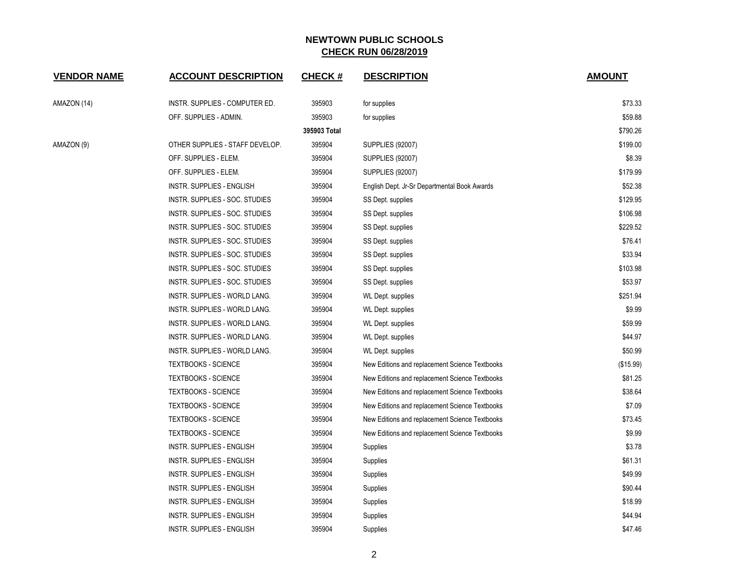# NEWTOWN PUBLIC SCHOOLS

## CHECK RUN 06/28/2019

| VENDOR NAME | ACCOUNT DESCRIPTION | CHECK # | DESCRIPTION | AMOUNT |
|---|---|---|---|---|
| AMAZON (14) | INSTR. SUPPLIES - COMPUTER ED. | 395903 | for supplies | $73.33 |
| | OFF. SUPPLIES - ADMIN. | 395903 | for supplies | $59.88 |
| | | **395903 Total** | | $790.26 |
| AMAZON (9) | OTHER SUPPLIES - STAFF DEVELOP. | 395904 | SUPPLIES (92007) | $199.00 |
| | OFF. SUPPLIES - ELEM. | 395904 | SUPPLIES (92007) | $8.39 |
| | OFF. SUPPLIES - ELEM. | 395904 | SUPPLIES (92007) | $179.99 |
| | INSTR. SUPPLIES - ENGLISH | 395904 | English Dept. Jr-Sr Departmental Book Awards | $52.38 |
| | INSTR. SUPPLIES - SOC. STUDIES | 395904 | SS Dept. supplies | $129.95 |
| | INSTR. SUPPLIES - SOC. STUDIES | 395904 | SS Dept. supplies | $106.98 |
| | INSTR. SUPPLIES - SOC. STUDIES | 395904 | SS Dept. supplies | $229.52 |
| | INSTR. SUPPLIES - SOC. STUDIES | 395904 | SS Dept. supplies | $76.41 |
| | INSTR. SUPPLIES - SOC. STUDIES | 395904 | SS Dept. supplies | $33.94 |
| | INSTR. SUPPLIES - SOC. STUDIES | 395904 | SS Dept. supplies | $103.98 |
| | INSTR. SUPPLIES - SOC. STUDIES | 395904 | SS Dept. supplies | $53.97 |
| | INSTR. SUPPLIES - WORLD LANG. | 395904 | WL Dept. supplies | $251.94 |
| | INSTR. SUPPLIES - WORLD LANG. | 395904 | WL Dept. supplies | $9.99 |
| | INSTR. SUPPLIES - WORLD LANG. | 395904 | WL Dept. supplies | $59.99 |
| | INSTR. SUPPLIES - WORLD LANG. | 395904 | WL Dept. supplies | $44.97 |
| | INSTR. SUPPLIES - WORLD LANG. | 395904 | WL Dept. supplies | $50.99 |
| | TEXTBOOKS - SCIENCE | 395904 | New Editions and replacement Science Textbooks | ($15.99) |
| | TEXTBOOKS - SCIENCE | 395904 | New Editions and replacement Science Textbooks | $81.25 |
| | TEXTBOOKS - SCIENCE | 395904 | New Editions and replacement Science Textbooks | $38.64 |
| | TEXTBOOKS - SCIENCE | 395904 | New Editions and replacement Science Textbooks | $7.09 |
| | TEXTBOOKS - SCIENCE | 395904 | New Editions and replacement Science Textbooks | $73.45 |
| | TEXTBOOKS - SCIENCE | 395904 | New Editions and replacement Science Textbooks | $9.99 |
| | INSTR. SUPPLIES - ENGLISH | 395904 | Supplies | $3.78 |
| | INSTR. SUPPLIES - ENGLISH | 395904 | Supplies | $61.31 |
| | INSTR. SUPPLIES - ENGLISH | 395904 | Supplies | $49.99 |
| | INSTR. SUPPLIES - ENGLISH | 395904 | Supplies | $90.44 |
| | INSTR. SUPPLIES - ENGLISH | 395904 | Supplies | $18.99 |
| | INSTR. SUPPLIES - ENGLISH | 395904 | Supplies | $44.94 |
| | INSTR. SUPPLIES - ENGLISH | 395904 | Supplies | $47.46 |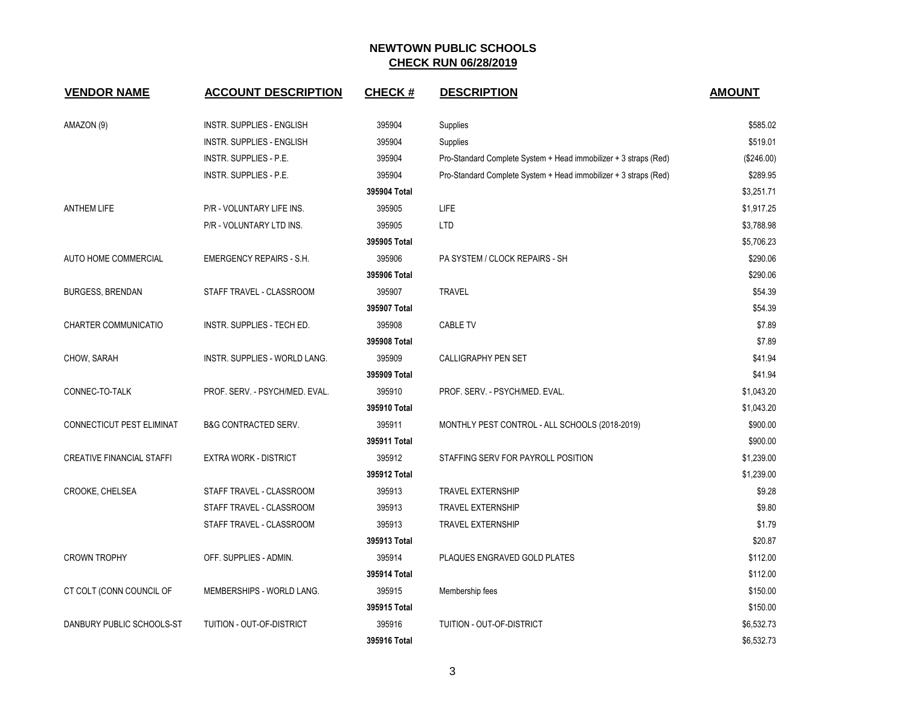# NEWTOWN PUBLIC SCHOOLS

## CHECK RUN 06/28/2019

| VENDOR NAME | ACCOUNT DESCRIPTION | CHECK # | DESCRIPTION | AMOUNT |
|---|---|---|---|---|
| AMAZON (9) | INSTR. SUPPLIES - ENGLISH | 395904 | Supplies | $585.02 |
| | INSTR. SUPPLIES - ENGLISH | 395904 | Supplies | $519.01 |
| | INSTR. SUPPLIES - P.E. | 395904 | Pro-Standard Complete System + Head immobilizer + 3 straps (Red) | ($246.00) |
| | INSTR. SUPPLIES - P.E. | 395904 | Pro-Standard Complete System + Head immobilizer + 3 straps (Red) | $289.95 |
| | | **395904 Total** | | $3,251.71 |
| ANTHEM LIFE | P/R - VOLUNTARY LIFE INS. | 395905 | LIFE | $1,917.25 |
| | P/R - VOLUNTARY LTD INS. | 395905 | LTD | $3,788.98 |
| | | **395905 Total** | | $5,706.23 |
| AUTO HOME COMMERCIAL | EMERGENCY REPAIRS - S.H. | 395906 | PA SYSTEM / CLOCK REPAIRS - SH | $290.06 |
| | | **395906 Total** | | $290.06 |
| BURGESS, BRENDAN | STAFF TRAVEL - CLASSROOM | 395907 | TRAVEL | $54.39 |
| | | **395907 Total** | | $54.39 |
| CHARTER COMMUNICATIO | INSTR. SUPPLIES - TECH ED. | 395908 | CABLE TV | $7.89 |
| | | **395908 Total** | | $7.89 |
| CHOW, SARAH | INSTR. SUPPLIES - WORLD LANG. | 395909 | CALLIGRAPHY PEN SET | $41.94 |
| | | **395909 Total** | | $41.94 |
| CONNEC-TO-TALK | PROF. SERV. - PSYCH/MED. EVAL. | 395910 | PROF. SERV. - PSYCH/MED. EVAL. | $1,043.20 |
| | | **395910 Total** | | $1,043.20 |
| CONNECTICUT PEST ELIMINAT | B&G CONTRACTED SERV. | 395911 | MONTHLY PEST CONTROL - ALL SCHOOLS (2018-2019) | $900.00 |
| | | **395911 Total** | | $900.00 |
| CREATIVE FINANCIAL STAFFI | EXTRA WORK - DISTRICT | 395912 | STAFFING SERV FOR PAYROLL POSITION | $1,239.00 |
| | | **395912 Total** | | $1,239.00 |
| CROOKE, CHELSEA | STAFF TRAVEL - CLASSROOM | 395913 | TRAVEL EXTERNSHIP | $9.28 |
| | STAFF TRAVEL - CLASSROOM | 395913 | TRAVEL EXTERNSHIP | $9.80 |
| | STAFF TRAVEL - CLASSROOM | 395913 | TRAVEL EXTERNSHIP | $1.79 |
| | | **395913 Total** | | $20.87 |
| CROWN TROPHY | OFF. SUPPLIES - ADMIN. | 395914 | PLAQUES ENGRAVED GOLD PLATES | $112.00 |
| | | **395914 Total** | | $112.00 |
| CT COLT (CONN COUNCIL OF | MEMBERSHIPS - WORLD LANG. | 395915 | Membership fees | $150.00 |
| | | **395915 Total** | | $150.00 |
| DANBURY PUBLIC SCHOOLS-ST | TUITION - OUT-OF-DISTRICT | 395916 | TUITION - OUT-OF-DISTRICT | $6,532.73 |
| | | **395916 Total** | | $6,532.73 |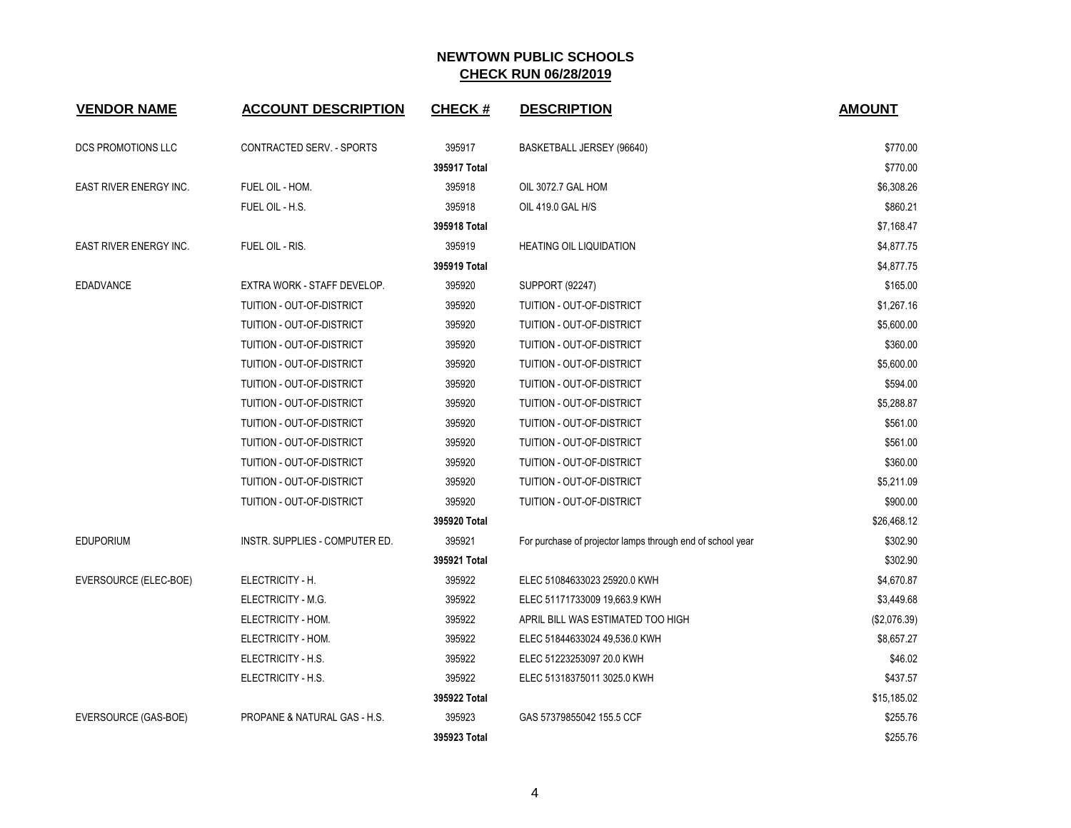# NEWTOWN PUBLIC SCHOOLS

## CHECK RUN 06/28/2019

| VENDOR NAME | ACCOUNT DESCRIPTION | CHECK # | DESCRIPTION | AMOUNT |
|---|---|---|---|---|
| DCS PROMOTIONS LLC | CONTRACTED SERV. - SPORTS | 395917 | BASKETBALL JERSEY (96640) | $770.00 |
| | | 395917 Total | | $770.00 |
| EAST RIVER ENERGY INC. | FUEL OIL - HOM. | 395918 | OIL 3072.7 GAL HOM | $6,308.26 |
| | FUEL OIL - H.S. | 395918 | OIL 419.0 GAL H/S | $860.21 |
| | | 395918 Total | | $7,168.47 |
| EAST RIVER ENERGY INC. | FUEL OIL - RIS. | 395919 | HEATING OIL LIQUIDATION | $4,877.75 |
| | | 395919 Total | | $4,877.75 |
| EDADVANCE | EXTRA WORK - STAFF DEVELOP. | 395920 | SUPPORT (92247) | $165.00 |
| | TUITION - OUT-OF-DISTRICT | 395920 | TUITION - OUT-OF-DISTRICT | $1,267.16 |
| | TUITION - OUT-OF-DISTRICT | 395920 | TUITION - OUT-OF-DISTRICT | $5,600.00 |
| | TUITION - OUT-OF-DISTRICT | 395920 | TUITION - OUT-OF-DISTRICT | $360.00 |
| | TUITION - OUT-OF-DISTRICT | 395920 | TUITION - OUT-OF-DISTRICT | $5,600.00 |
| | TUITION - OUT-OF-DISTRICT | 395920 | TUITION - OUT-OF-DISTRICT | $594.00 |
| | TUITION - OUT-OF-DISTRICT | 395920 | TUITION - OUT-OF-DISTRICT | $5,288.87 |
| | TUITION - OUT-OF-DISTRICT | 395920 | TUITION - OUT-OF-DISTRICT | $561.00 |
| | TUITION - OUT-OF-DISTRICT | 395920 | TUITION - OUT-OF-DISTRICT | $561.00 |
| | TUITION - OUT-OF-DISTRICT | 395920 | TUITION - OUT-OF-DISTRICT | $360.00 |
| | TUITION - OUT-OF-DISTRICT | 395920 | TUITION - OUT-OF-DISTRICT | $5,211.09 |
| | TUITION - OUT-OF-DISTRICT | 395920 | TUITION - OUT-OF-DISTRICT | $900.00 |
| | | 395920 Total | | $26,468.12 |
| EDUPORIUM | INSTR. SUPPLIES - COMPUTER ED. | 395921 | For purchase of projector lamps through end of school year | $302.90 |
| | | 395921 Total | | $302.90 |
| EVERSOURCE (ELEC-BOE) | ELECTRICITY - H. | 395922 | ELEC 51084633023 25920.0 KWH | $4,670.87 |
| | ELECTRICITY - M.G. | 395922 | ELEC 51171733009 19,663.9 KWH | $3,449.68 |
| | ELECTRICITY - HOM. | 395922 | APRIL BILL WAS ESTIMATED TOO HIGH | ($2,076.39) |
| | ELECTRICITY - HOM. | 395922 | ELEC 51844633024 49,536.0 KWH | $8,657.27 |
| | ELECTRICITY - H.S. | 395922 | ELEC 51223253097 20.0 KWH | $46.02 |
| | ELECTRICITY - H.S. | 395922 | ELEC 51318375011 3025.0 KWH | $437.57 |
| | | 395922 Total | | $15,185.02 |
| EVERSOURCE (GAS-BOE) | PROPANE & NATURAL GAS - H.S. | 395923 | GAS 57379855042 155.5 CCF | $255.76 |
| | | 395923 Total | | $255.76 |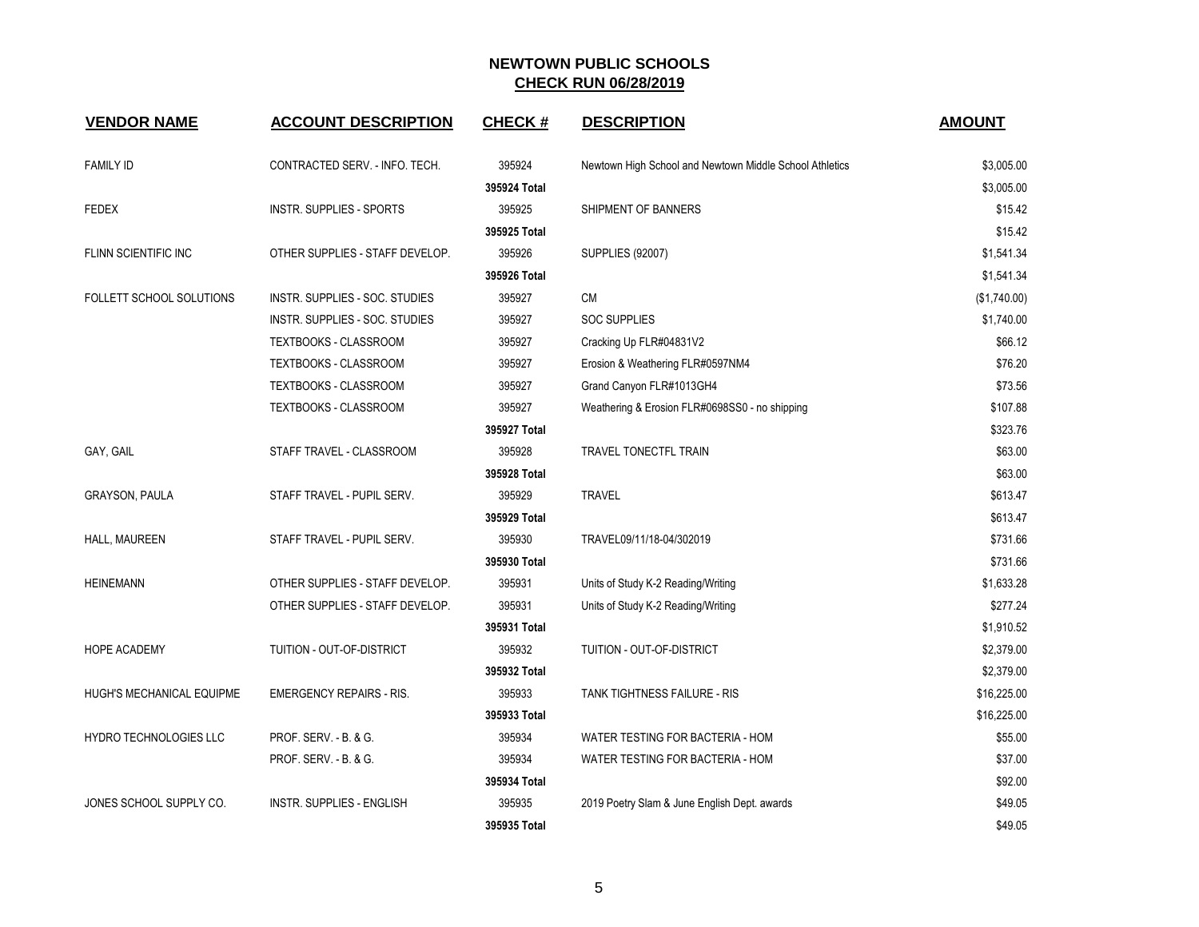# NEWTOWN PUBLIC SCHOOLS

## CHECK RUN 06/28/2019

| VENDOR NAME | ACCOUNT DESCRIPTION | CHECK # | DESCRIPTION | AMOUNT |
|---|---|---|---|---|
| FAMILY ID | CONTRACTED SERV. - INFO. TECH. | 395924 | Newtown High School and Newtown Middle School Athletics | $3,005.00 |
| | | 395924 Total | | $3,005.00 |
| FEDEX | INSTR. SUPPLIES - SPORTS | 395925 | SHIPMENT OF BANNERS | $15.42 |
| | | 395925 Total | | $15.42 |
| FLINN SCIENTIFIC INC | OTHER SUPPLIES - STAFF DEVELOP. | 395926 | SUPPLIES (92007) | $1,541.34 |
| | | 395926 Total | | $1,541.34 |
| FOLLETT SCHOOL SOLUTIONS | INSTR. SUPPLIES - SOC. STUDIES | 395927 | CM | ($1,740.00) |
| | INSTR. SUPPLIES - SOC. STUDIES | 395927 | SOC SUPPLIES | $1,740.00 |
| | TEXTBOOKS - CLASSROOM | 395927 | Cracking Up FLR#04831V2 | $66.12 |
| | TEXTBOOKS - CLASSROOM | 395927 | Erosion & Weathering FLR#0597NM4 | $76.20 |
| | TEXTBOOKS - CLASSROOM | 395927 | Grand Canyon FLR#1013GH4 | $73.56 |
| | TEXTBOOKS - CLASSROOM | 395927 | Weathering & Erosion FLR#0698SS0 - no shipping | $107.88 |
| | | 395927 Total | | $323.76 |
| GAY, GAIL | STAFF TRAVEL - CLASSROOM | 395928 | TRAVEL TONECTFL TRAIN | $63.00 |
| | | 395928 Total | | $63.00 |
| GRAYSON, PAULA | STAFF TRAVEL - PUPIL SERV. | 395929 | TRAVEL | $613.47 |
| | | 395929 Total | | $613.47 |
| HALL, MAUREEN | STAFF TRAVEL - PUPIL SERV. | 395930 | TRAVEL09/11/18-04/302019 | $731.66 |
| | | 395930 Total | | $731.66 |
| HEINEMANN | OTHER SUPPLIES - STAFF DEVELOP. | 395931 | Units of Study K-2 Reading/Writing | $1,633.28 |
| | OTHER SUPPLIES - STAFF DEVELOP. | 395931 | Units of Study K-2 Reading/Writing | $277.24 |
| | | 395931 Total | | $1,910.52 |
| HOPE ACADEMY | TUITION - OUT-OF-DISTRICT | 395932 | TUITION - OUT-OF-DISTRICT | $2,379.00 |
| | | 395932 Total | | $2,379.00 |
| HUGH'S MECHANICAL EQUIPME | EMERGENCY REPAIRS - RIS. | 395933 | TANK TIGHTNESS FAILURE - RIS | $16,225.00 |
| | | 395933 Total | | $16,225.00 |
| HYDRO TECHNOLOGIES LLC | PROF. SERV. - B. & G. | 395934 | WATER TESTING FOR BACTERIA - HOM | $55.00 |
| | PROF. SERV. - B. & G. | 395934 | WATER TESTING FOR BACTERIA - HOM | $37.00 |
| | | 395934 Total | | $92.00 |
| JONES SCHOOL SUPPLY CO. | INSTR. SUPPLIES - ENGLISH | 395935 | 2019 Poetry Slam & June English Dept. awards | $49.05 |
| | | 395935 Total | | $49.05 |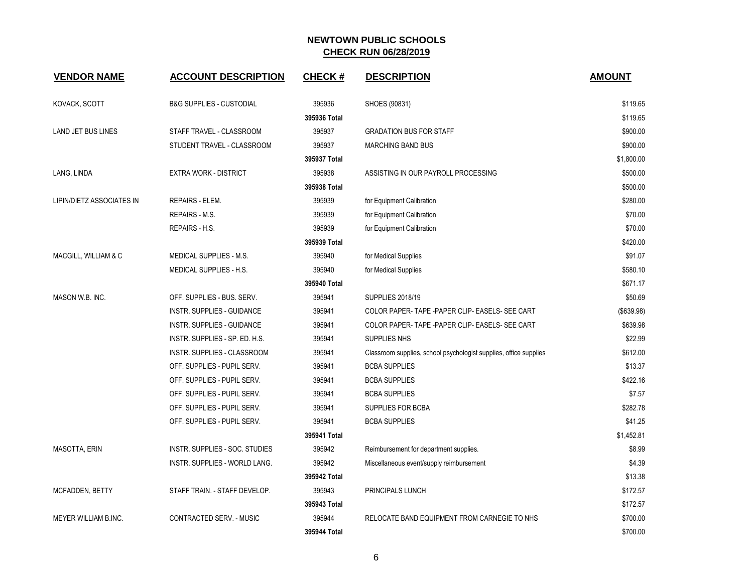# NEWTOWN PUBLIC SCHOOLS
## CHECK RUN 06/28/2019

| VENDOR NAME | ACCOUNT DESCRIPTION | CHECK # | DESCRIPTION | AMOUNT |
|---|---|---|---|---|
| KOVACK, SCOTT | B&G SUPPLIES - CUSTODIAL | 395936 | SHOES (90831) | $119.65 |
| | | 395936 Total | | $119.65 |
| LAND JET BUS LINES | STAFF TRAVEL - CLASSROOM | 395937 | GRADATION BUS FOR STAFF | $900.00 |
| | STUDENT TRAVEL - CLASSROOM | 395937 | MARCHING BAND BUS | $900.00 |
| | | 395937 Total | | $1,800.00 |
| LANG, LINDA | EXTRA WORK - DISTRICT | 395938 | ASSISTING IN OUR PAYROLL PROCESSING | $500.00 |
| | | 395938 Total | | $500.00 |
| LIPIN/DIETZ ASSOCIATES IN | REPAIRS - ELEM. | 395939 | for Equipment Calibration | $280.00 |
| | REPAIRS - M.S. | 395939 | for Equipment Calibration | $70.00 |
| | REPAIRS - H.S. | 395939 | for Equipment Calibration | $70.00 |
| | | 395939 Total | | $420.00 |
| MACGILL, WILLIAM & C | MEDICAL SUPPLIES - M.S. | 395940 | for Medical Supplies | $91.07 |
| | MEDICAL SUPPLIES - H.S. | 395940 | for Medical Supplies | $580.10 |
| | | 395940 Total | | $671.17 |
| MASON W.B. INC. | OFF. SUPPLIES - BUS. SERV. | 395941 | SUPPLIES 2018/19 | $50.69 |
| | INSTR. SUPPLIES - GUIDANCE | 395941 | COLOR PAPER- TAPE -PAPER CLIP- EASELS- SEE CART | ($639.98) |
| | INSTR. SUPPLIES - GUIDANCE | 395941 | COLOR PAPER- TAPE -PAPER CLIP- EASELS- SEE CART | $639.98 |
| | INSTR. SUPPLIES - SP. ED. H.S. | 395941 | SUPPLIES NHS | $22.99 |
| | INSTR. SUPPLIES - CLASSROOM | 395941 | Classroom supplies, school psychologist supplies, office supplies | $612.00 |
| | OFF. SUPPLIES - PUPIL SERV. | 395941 | BCBA SUPPLIES | $13.37 |
| | OFF. SUPPLIES - PUPIL SERV. | 395941 | BCBA SUPPLIES | $422.16 |
| | OFF. SUPPLIES - PUPIL SERV. | 395941 | BCBA SUPPLIES | $7.57 |
| | OFF. SUPPLIES - PUPIL SERV. | 395941 | SUPPLIES FOR BCBA | $282.78 |
| | OFF. SUPPLIES - PUPIL SERV. | 395941 | BCBA SUPPLIES | $41.25 |
| | | 395941 Total | | $1,452.81 |
| MASOTTA, ERIN | INSTR. SUPPLIES - SOC. STUDIES | 395942 | Reimbursement for department supplies. | $8.99 |
| | INSTR. SUPPLIES - WORLD LANG. | 395942 | Miscellaneous event/supply reimbursement | $4.39 |
| | | 395942 Total | | $13.38 |
| MCFADDEN, BETTY | STAFF TRAIN. - STAFF DEVELOP. | 395943 | PRINCIPALS LUNCH | $172.57 |
| | | 395943 Total | | $172.57 |
| MEYER WILLIAM B.INC. | CONTRACTED SERV. - MUSIC | 395944 | RELOCATE BAND EQUIPMENT FROM CARNEGIE TO NHS | $700.00 |
| | | 395944 Total | | $700.00 |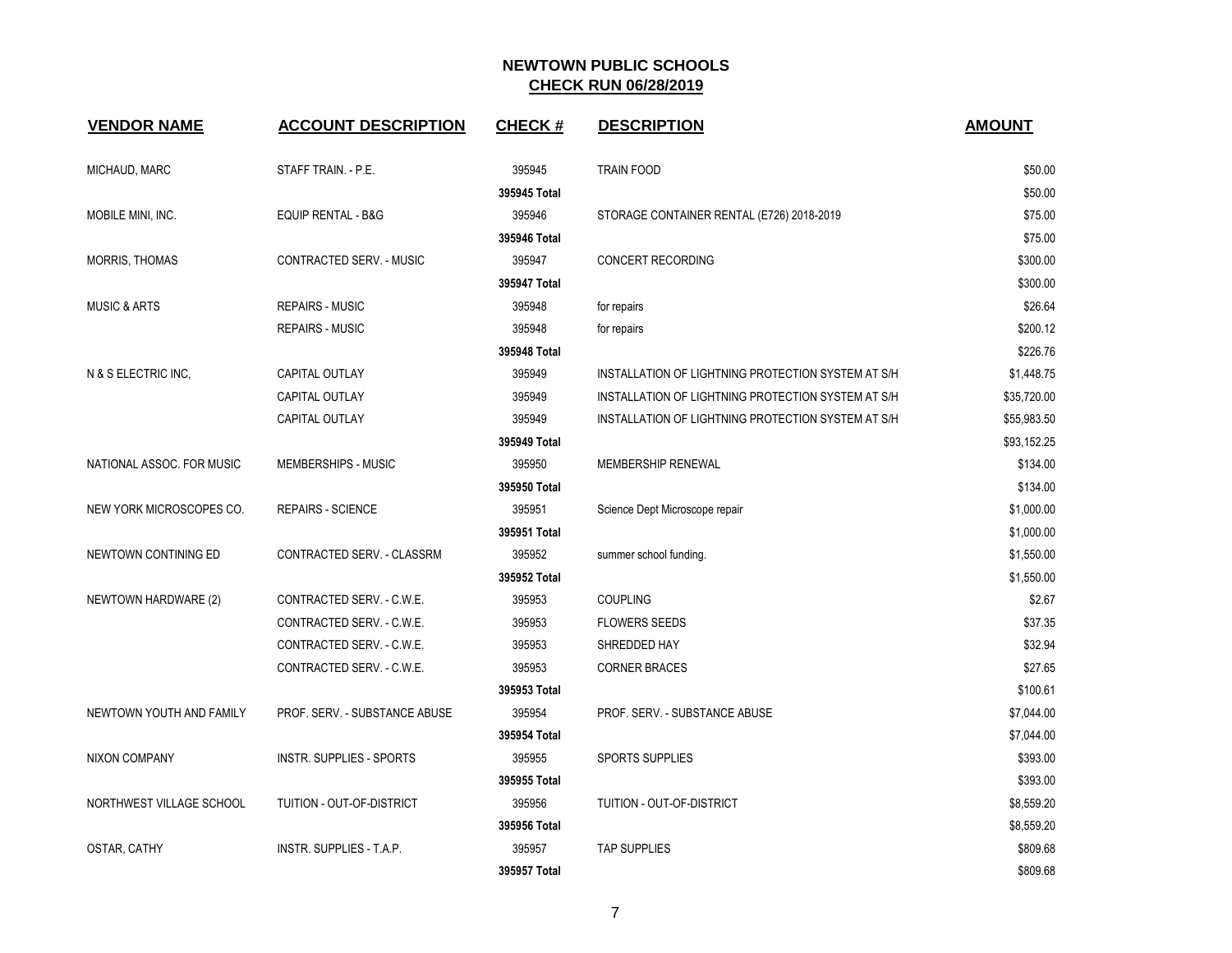# NEWTOWN PUBLIC SCHOOLS

## CHECK RUN 06/28/2019

| VENDOR NAME | ACCOUNT DESCRIPTION | CHECK # | DESCRIPTION | AMOUNT |
|---|---|---|---|---|
| MICHAUD, MARC | STAFF TRAIN. - P.E. | 395945 | TRAIN FOOD | $50.00 |
| | | 395945 Total | | $50.00 |
| MOBILE MINI, INC. | EQUIP RENTAL - B&G | 395946 | STORAGE CONTAINER RENTAL (E726) 2018-2019 | $75.00 |
| | | 395946 Total | | $75.00 |
| MORRIS, THOMAS | CONTRACTED SERV. - MUSIC | 395947 | CONCERT RECORDING | $300.00 |
| | | 395947 Total | | $300.00 |
| MUSIC & ARTS | REPAIRS - MUSIC | 395948 | for repairs | $26.64 |
| | REPAIRS - MUSIC | 395948 | for repairs | $200.12 |
| | | 395948 Total | | $226.76 |
| N & S ELECTRIC INC, | CAPITAL OUTLAY | 395949 | INSTALLATION OF LIGHTNING PROTECTION SYSTEM AT S/H | $1,448.75 |
| | CAPITAL OUTLAY | 395949 | INSTALLATION OF LIGHTNING PROTECTION SYSTEM AT S/H | $35,720.00 |
| | CAPITAL OUTLAY | 395949 | INSTALLATION OF LIGHTNING PROTECTION SYSTEM AT S/H | $55,983.50 |
| | | 395949 Total | | $93,152.25 |
| NATIONAL ASSOC. FOR MUSIC | MEMBERSHIPS - MUSIC | 395950 | MEMBERSHIP RENEWAL | $134.00 |
| | | 395950 Total | | $134.00 |
| NEW YORK MICROSCOPES CO. | REPAIRS - SCIENCE | 395951 | Science Dept Microscope repair | $1,000.00 |
| | | 395951 Total | | $1,000.00 |
| NEWTOWN CONTINING ED | CONTRACTED SERV. - CLASSRM | 395952 | summer school funding. | $1,550.00 |
| | | 395952 Total | | $1,550.00 |
| NEWTOWN HARDWARE (2) | CONTRACTED SERV. - C.W.E. | 395953 | COUPLING | $2.67 |
| | CONTRACTED SERV. - C.W.E. | 395953 | FLOWERS SEEDS | $37.35 |
| | CONTRACTED SERV. - C.W.E. | 395953 | SHREDDED HAY | $32.94 |
| | CONTRACTED SERV. - C.W.E. | 395953 | CORNER BRACES | $27.65 |
| | | 395953 Total | | $100.61 |
| NEWTOWN YOUTH AND FAMILY | PROF. SERV. - SUBSTANCE ABUSE | 395954 | PROF. SERV. - SUBSTANCE ABUSE | $7,044.00 |
| | | 395954 Total | | $7,044.00 |
| NIXON COMPANY | INSTR. SUPPLIES - SPORTS | 395955 | SPORTS SUPPLIES | $393.00 |
| | | 395955 Total | | $393.00 |
| NORTHWEST VILLAGE SCHOOL | TUITION - OUT-OF-DISTRICT | 395956 | TUITION - OUT-OF-DISTRICT | $8,559.20 |
| | | 395956 Total | | $8,559.20 |
| OSTAR, CATHY | INSTR. SUPPLIES - T.A.P. | 395957 | TAP SUPPLIES | $809.68 |
| | | 395957 Total | | $809.68 |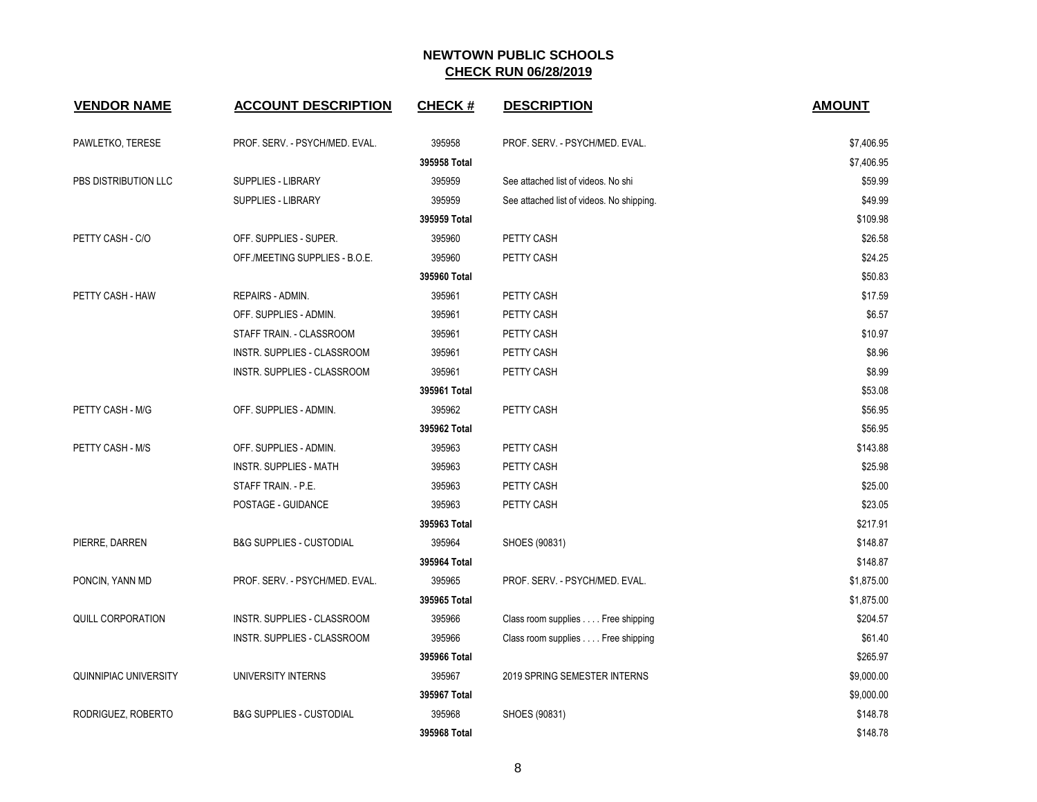# NEWTOWN PUBLIC SCHOOLS
## CHECK RUN 06/28/2019

| VENDOR NAME | ACCOUNT DESCRIPTION | CHECK # | DESCRIPTION | AMOUNT |
|---|---|---|---|---|
| PAWLETKO, TERESE | PROF. SERV. - PSYCH/MED. EVAL. | 395958 | PROF. SERV. - PSYCH/MED. EVAL. | $7,406.95 |
| | | 395958 Total | | $7,406.95 |
| PBS DISTRIBUTION LLC | SUPPLIES - LIBRARY | 395959 | See attached list of videos. No shi | $59.99 |
| | SUPPLIES - LIBRARY | 395959 | See attached list of videos. No shipping. | $49.99 |
| | | 395959 Total | | $109.98 |
| PETTY CASH - C/O | OFF. SUPPLIES - SUPER. | 395960 | PETTY CASH | $26.58 |
| | OFF./MEETING SUPPLIES - B.O.E. | 395960 | PETTY CASH | $24.25 |
| | | 395960 Total | | $50.83 |
| PETTY CASH - HAW | REPAIRS - ADMIN. | 395961 | PETTY CASH | $17.59 |
| | OFF. SUPPLIES - ADMIN. | 395961 | PETTY CASH | $6.57 |
| | STAFF TRAIN. - CLASSROOM | 395961 | PETTY CASH | $10.97 |
| | INSTR. SUPPLIES - CLASSROOM | 395961 | PETTY CASH | $8.96 |
| | INSTR. SUPPLIES - CLASSROOM | 395961 | PETTY CASH | $8.99 |
| | | 395961 Total | | $53.08 |
| PETTY CASH - M/G | OFF. SUPPLIES - ADMIN. | 395962 | PETTY CASH | $56.95 |
| | | 395962 Total | | $56.95 |
| PETTY CASH - M/S | OFF. SUPPLIES - ADMIN. | 395963 | PETTY CASH | $143.88 |
| | INSTR. SUPPLIES - MATH | 395963 | PETTY CASH | $25.98 |
| | STAFF TRAIN. - P.E. | 395963 | PETTY CASH | $25.00 |
| | POSTAGE - GUIDANCE | 395963 | PETTY CASH | $23.05 |
| | | 395963 Total | | $217.91 |
| PIERRE, DARREN | B&G SUPPLIES - CUSTODIAL | 395964 | SHOES (90831) | $148.87 |
| | | 395964 Total | | $148.87 |
| PONCIN, YANN MD | PROF. SERV. - PSYCH/MED. EVAL. | 395965 | PROF. SERV. - PSYCH/MED. EVAL. | $1,875.00 |
| | | 395965 Total | | $1,875.00 |
| QUILL CORPORATION | INSTR. SUPPLIES - CLASSROOM | 395966 | Class room supplies . . . . Free shipping | $204.57 |
| | INSTR. SUPPLIES - CLASSROOM | 395966 | Class room supplies . . . . Free shipping | $61.40 |
| | | 395966 Total | | $265.97 |
| QUINNIPIAC UNIVERSITY | UNIVERSITY INTERNS | 395967 | 2019 SPRING SEMESTER INTERNS | $9,000.00 |
| | | 395967 Total | | $9,000.00 |
| RODRIGUEZ, ROBERTO | B&G SUPPLIES - CUSTODIAL | 395968 | SHOES (90831) | $148.78 |
| | | 395968 Total | | $148.78 |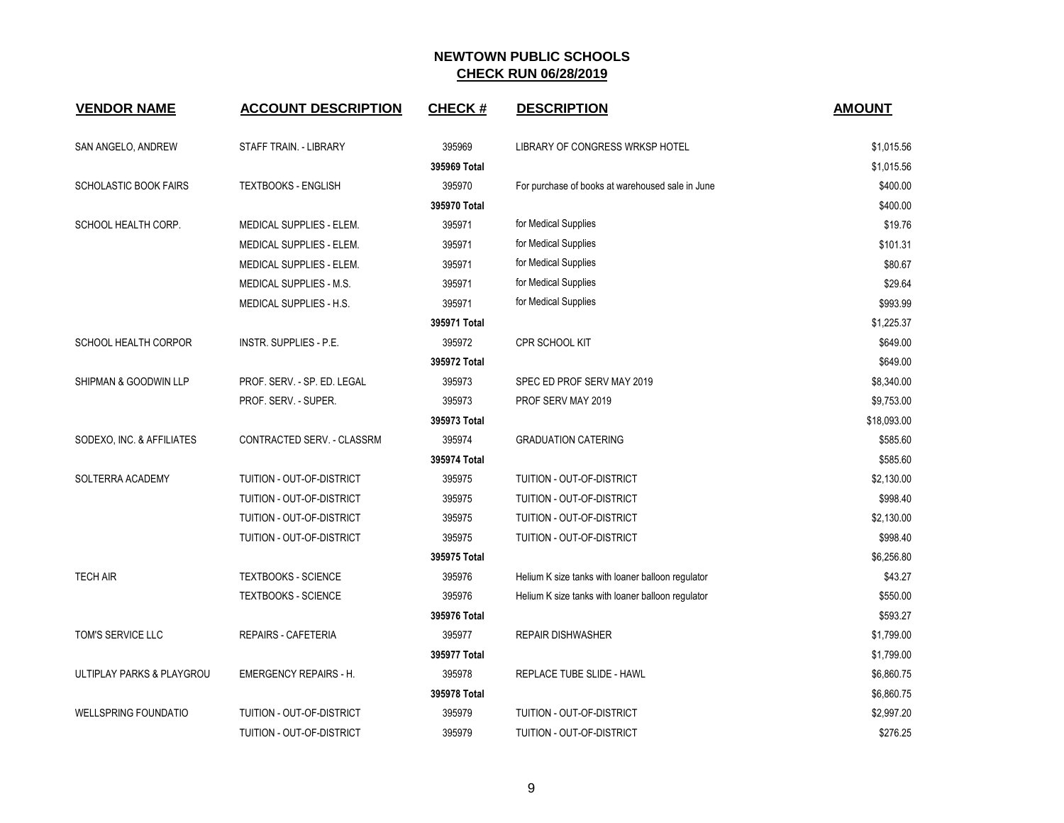# NEWTOWN PUBLIC SCHOOLS
## CHECK RUN 06/28/2019

| VENDOR NAME | ACCOUNT DESCRIPTION | CHECK # | DESCRIPTION | AMOUNT |
|---|---|---|---|---|
| SAN ANGELO, ANDREW | STAFF TRAIN. - LIBRARY | 395969 | LIBRARY OF CONGRESS WRKSP HOTEL | $1,015.56 |
| | | 395969 Total | | $1,015.56 |
| SCHOLASTIC BOOK FAIRS | TEXTBOOKS - ENGLISH | 395970 | For purchase of books at warehoused sale in June | $400.00 |
| | | 395970 Total | | $400.00 |
| SCHOOL HEALTH CORP. | MEDICAL SUPPLIES - ELEM. | 395971 | for Medical Supplies | $19.76 |
| | MEDICAL SUPPLIES - ELEM. | 395971 | for Medical Supplies | $101.31 |
| | MEDICAL SUPPLIES - ELEM. | 395971 | for Medical Supplies | $80.67 |
| | MEDICAL SUPPLIES - M.S. | 395971 | for Medical Supplies | $29.64 |
| | MEDICAL SUPPLIES - H.S. | 395971 | for Medical Supplies | $993.99 |
| | | 395971 Total | | $1,225.37 |
| SCHOOL HEALTH CORPOR | INSTR. SUPPLIES - P.E. | 395972 | CPR SCHOOL KIT | $649.00 |
| | | 395972 Total | | $649.00 |
| SHIPMAN & GOODWIN LLP | PROF. SERV. - SP. ED. LEGAL | 395973 | SPEC ED PROF SERV MAY 2019 | $8,340.00 |
| | PROF. SERV. - SUPER. | 395973 | PROF SERV MAY 2019 | $9,753.00 |
| | | 395973 Total | | $18,093.00 |
| SODEXO, INC. & AFFILIATES | CONTRACTED SERV. - CLASSRM | 395974 | GRADUATION CATERING | $585.60 |
| | | 395974 Total | | $585.60 |
| SOLTERRA ACADEMY | TUITION - OUT-OF-DISTRICT | 395975 | TUITION - OUT-OF-DISTRICT | $2,130.00 |
| | TUITION - OUT-OF-DISTRICT | 395975 | TUITION - OUT-OF-DISTRICT | $998.40 |
| | TUITION - OUT-OF-DISTRICT | 395975 | TUITION - OUT-OF-DISTRICT | $2,130.00 |
| | TUITION - OUT-OF-DISTRICT | 395975 | TUITION - OUT-OF-DISTRICT | $998.40 |
| | | 395975 Total | | $6,256.80 |
| TECH AIR | TEXTBOOKS - SCIENCE | 395976 | Helium K size tanks with loaner balloon regulator | $43.27 |
| | TEXTBOOKS - SCIENCE | 395976 | Helium K size tanks with loaner balloon regulator | $550.00 |
| | | 395976 Total | | $593.27 |
| TOM'S SERVICE LLC | REPAIRS - CAFETERIA | 395977 | REPAIR DISHWASHER | $1,799.00 |
| | | 395977 Total | | $1,799.00 |
| ULTIPLAY PARKS & PLAYGROU | EMERGENCY REPAIRS - H. | 395978 | REPLACE TUBE SLIDE - HAWL | $6,860.75 |
| | | 395978 Total | | $6,860.75 |
| WELLSPRING FOUNDATIO | TUITION - OUT-OF-DISTRICT | 395979 | TUITION - OUT-OF-DISTRICT | $2,997.20 |
| | TUITION - OUT-OF-DISTRICT | 395979 | TUITION - OUT-OF-DISTRICT | $276.25 |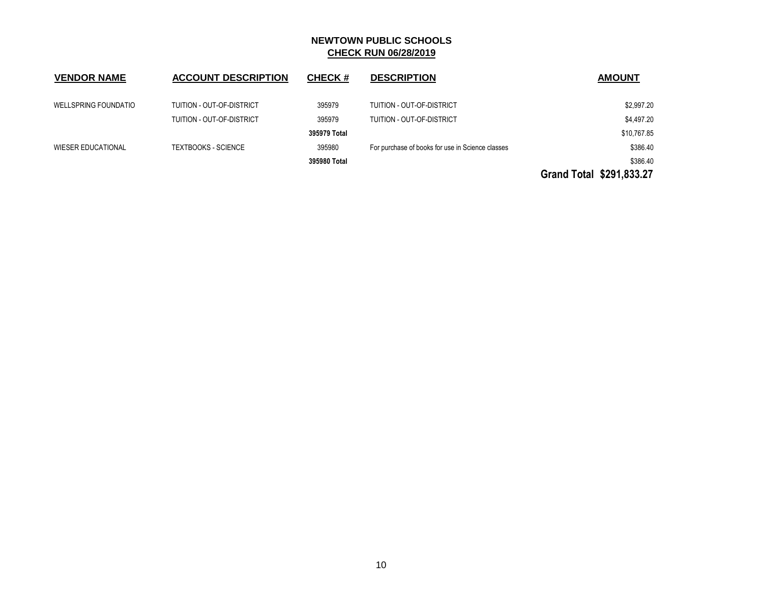**NEWTOWN PUBLIC SCHOOLS**
**CHECK RUN 06/28/2019**

| VENDOR NAME | ACCOUNT DESCRIPTION | CHECK # | DESCRIPTION | AMOUNT |
|---|---|---|---|---|
| WELLSPRING FOUNDATIO | TUITION - OUT-OF-DISTRICT | 395979 | TUITION - OUT-OF-DISTRICT | $2,997.20 |
| | TUITION - OUT-OF-DISTRICT | 395979 | TUITION - OUT-OF-DISTRICT | $4,497.20 |
| | | **395979 Total** | | $10,767.85 |
| WIESER EDUCATIONAL | TEXTBOOKS - SCIENCE | 395980 | For purchase of books for use in Science classes | $386.40 |
| | | **395980 Total** | | $386.40 |
| | | | **Grand Total** | **$291,833.27** |